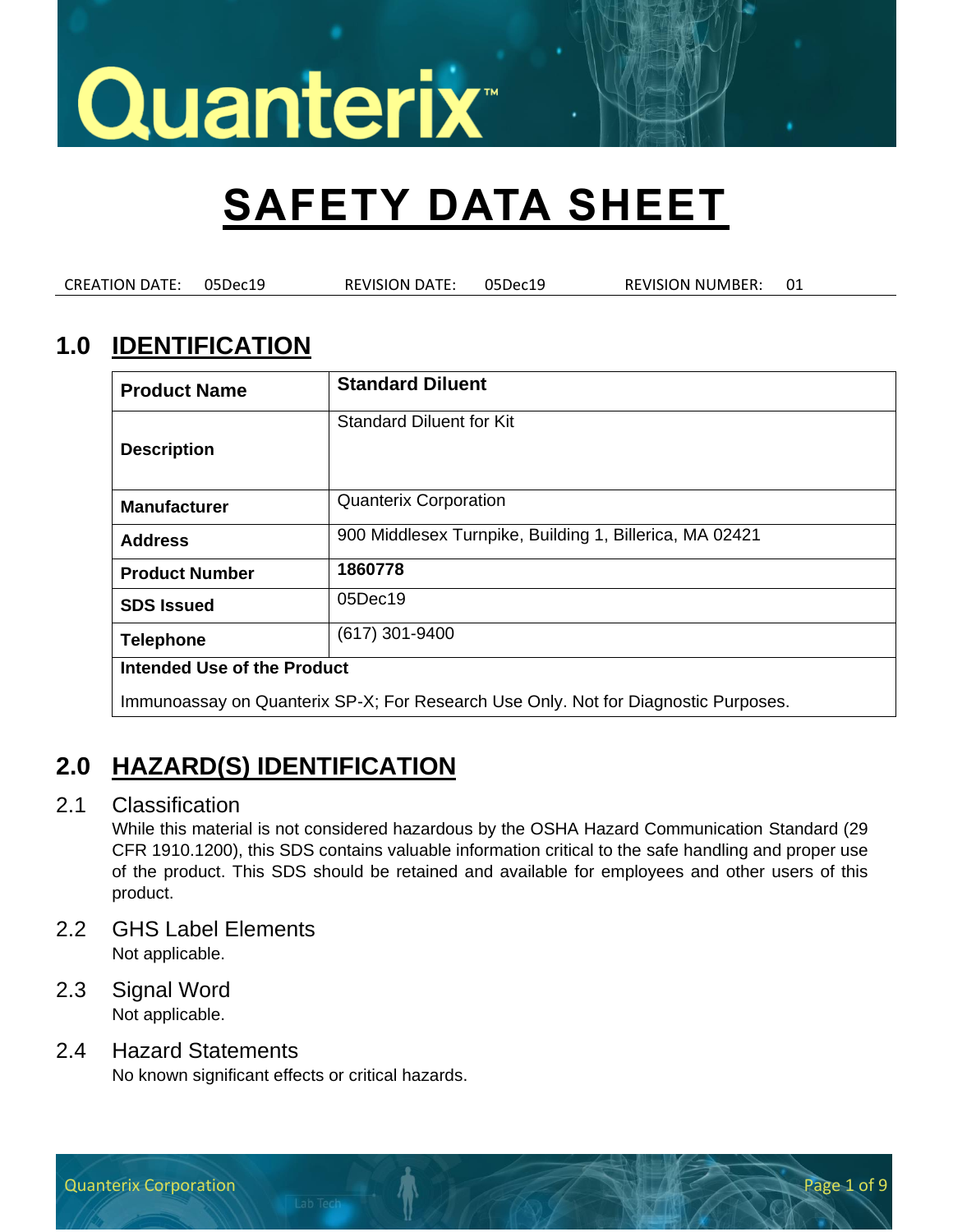Quanterix™

# SAFETY DATA SHEET

CREATION DATE: 05Dec19 REVISION DATE: 05Dec19 REVISION NUMBER: 01

## 1.0 IDENTIFICATION

| | |
|---|---|
| **Product Name** | **Standard Diluent** |
| **Description** | Standard Diluent for Kit |
| **Manufacturer** | Quanterix Corporation |
| **Address** | 900 Middlesex Turnpike, Building 1, Billerica, MA 02421 |
| **Product Number** | **1860778** |
| **SDS Issued** | 05Dec19 |
| **Telephone** | (617) 301-9400 |
| **Intended Use of the Product** | |
| Immunoassay on Quanterix SP-X; For Research Use Only. Not for Diagnostic Purposes. | |

## 2.0 HAZARD(S) IDENTIFICATION

### 2.1 Classification

While this material is not considered hazardous by the OSHA Hazard Communication Standard (29 CFR 1910.1200), this SDS contains valuable information critical to the safe handling and proper use of the product. This SDS should be retained and available for employees and other users of this product.

### 2.2 GHS Label Elements

Not applicable.

### 2.3 Signal Word

Not applicable.

### 2.4 Hazard Statements

No known significant effects or critical hazards.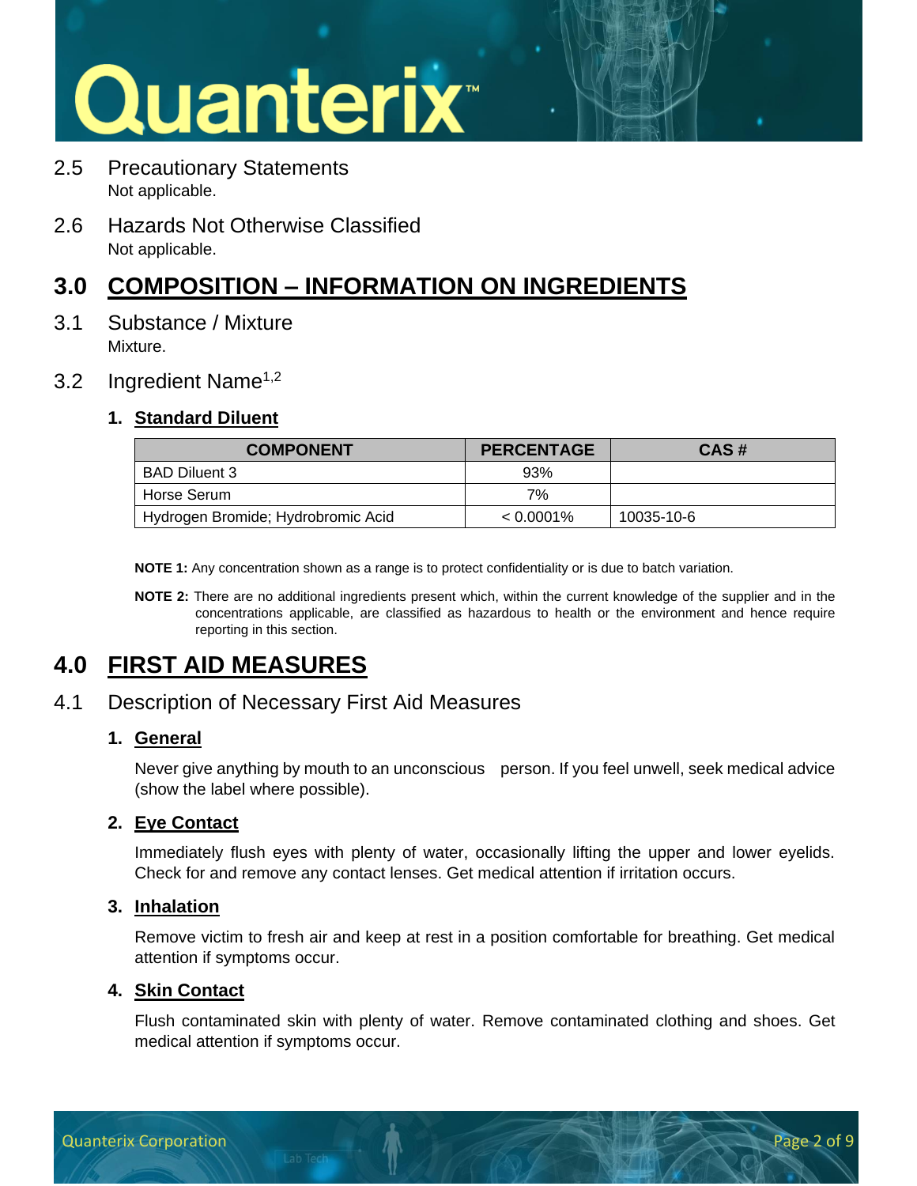## 2.5 Precautionary Statements

Not applicable.

## 2.6 Hazards Not Otherwise Classified

Not applicable.

# 3.0 COMPOSITION – INFORMATION ON INGREDIENTS

## 3.1 Substance / Mixture

Mixture.

## 3.2 Ingredient Name[1,2]

### 1. Standard Diluent

| COMPONENT | PERCENTAGE | CAS # |
|---|---|---|
| BAD Diluent 3 | 93% | |
| Horse Serum | 7% | |
| Hydrogen Bromide; Hydrobromic Acid | < 0.0001% | 10035-10-6 |

**NOTE 1:** Any concentration shown as a range is to protect confidentiality or is due to batch variation.

**NOTE 2:** There are no additional ingredients present which, within the current knowledge of the supplier and in the concentrations applicable, are classified as hazardous to health or the environment and hence require reporting in this section.

# 4.0 FIRST AID MEASURES

## 4.1 Description of Necessary First Aid Measures

### 1. General

Never give anything by mouth to an unconscious person. If you feel unwell, seek medical advice (show the label where possible).

### 2. Eye Contact

Immediately flush eyes with plenty of water, occasionally lifting the upper and lower eyelids. Check for and remove any contact lenses. Get medical attention if irritation occurs.

### 3. Inhalation

Remove victim to fresh air and keep at rest in a position comfortable for breathing. Get medical attention if symptoms occur.

### 4. Skin Contact

Flush contaminated skin with plenty of water. Remove contaminated clothing and shoes. Get medical attention if symptoms occur.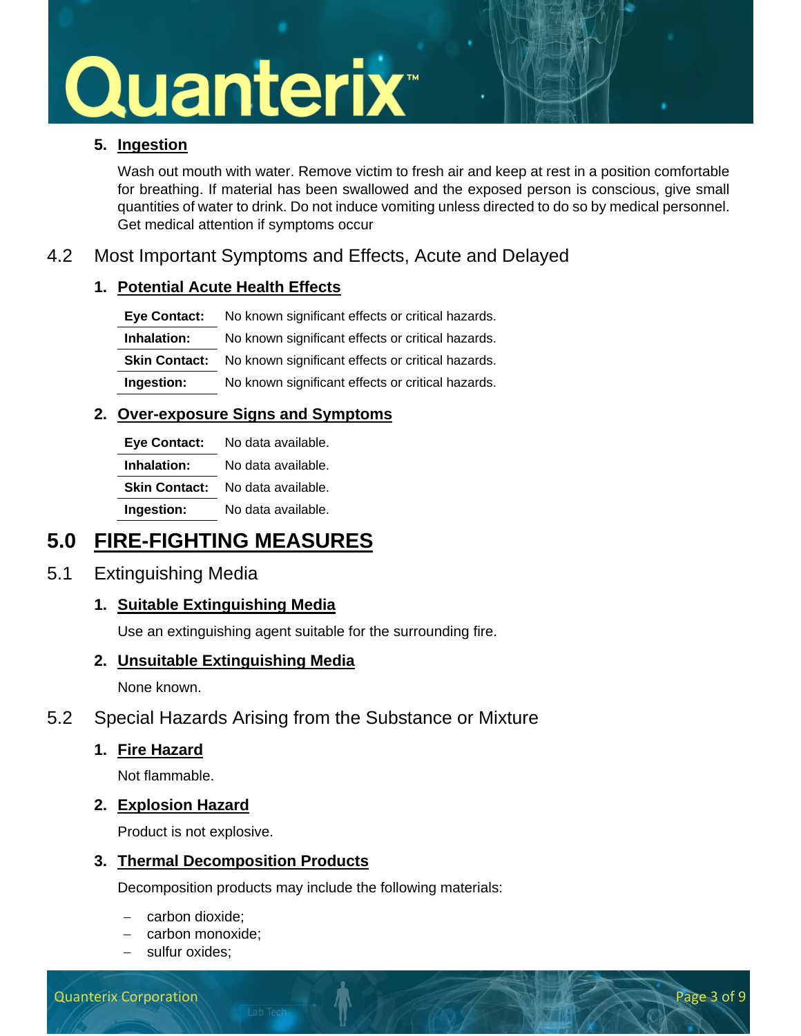5. **Ingestion**

   Wash out mouth with water. Remove victim to fresh air and keep at rest in a position comfortable for breathing. If material has been swallowed and the exposed person is conscious, give small quantities of water to drink. Do not induce vomiting unless directed to do so by medical personnel. Get medical attention if symptoms occur

## 4.2 Most Important Symptoms and Effects, Acute and Delayed

1. **Potential Acute Health Effects**

| | |
|---|---|
| **Eye Contact:** | No known significant effects or critical hazards. |
| **Inhalation:** | No known significant effects or critical hazards. |
| **Skin Contact:** | No known significant effects or critical hazards. |
| **Ingestion:** | No known significant effects or critical hazards. |

2. **Over-exposure Signs and Symptoms**

| | |
|---|---|
| **Eye Contact:** | No data available. |
| **Inhalation:** | No data available. |
| **Skin Contact:** | No data available. |
| **Ingestion:** | No data available. |

# 5.0 FIRE-FIGHTING MEASURES

## 5.1 Extinguishing Media

1. **Suitable Extinguishing Media**

   Use an extinguishing agent suitable for the surrounding fire.

2. **Unsuitable Extinguishing Media**

   None known.

## 5.2 Special Hazards Arising from the Substance or Mixture

1. **Fire Hazard**

   Not flammable.

2. **Explosion Hazard**

   Product is not explosive.

3. **Thermal Decomposition Products**

   Decomposition products may include the following materials:

   - carbon dioxide;
   - carbon monoxide;
   - sulfur oxides;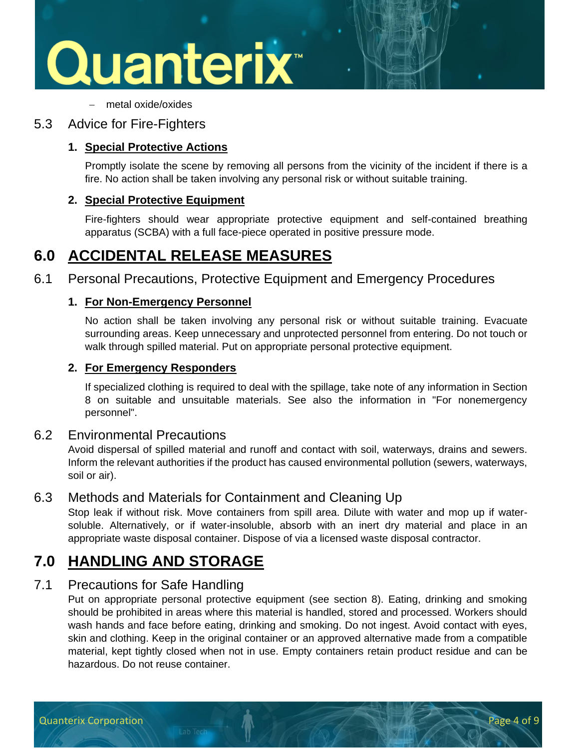- metal oxide/oxides

### 5.3 Advice for Fire-Fighters

1. **Special Protective Actions**

   Promptly isolate the scene by removing all persons from the vicinity of the incident if there is a fire. No action shall be taken involving any personal risk or without suitable training.

2. **Special Protective Equipment**

   Fire-fighters should wear appropriate protective equipment and self-contained breathing apparatus (SCBA) with a full face-piece operated in positive pressure mode.

## 6.0 ACCIDENTAL RELEASE MEASURES

### 6.1 Personal Precautions, Protective Equipment and Emergency Procedures

1. **For Non-Emergency Personnel**

   No action shall be taken involving any personal risk or without suitable training. Evacuate surrounding areas. Keep unnecessary and unprotected personnel from entering. Do not touch or walk through spilled material. Put on appropriate personal protective equipment.

2. **For Emergency Responders**

   If specialized clothing is required to deal with the spillage, take note of any information in Section 8 on suitable and unsuitable materials. See also the information in "For nonemergency personnel".

### 6.2 Environmental Precautions

Avoid dispersal of spilled material and runoff and contact with soil, waterways, drains and sewers. Inform the relevant authorities if the product has caused environmental pollution (sewers, waterways, soil or air).

### 6.3 Methods and Materials for Containment and Cleaning Up

Stop leak if without risk. Move containers from spill area. Dilute with water and mop up if water-soluble. Alternatively, or if water-insoluble, absorb with an inert dry material and place in an appropriate waste disposal container. Dispose of via a licensed waste disposal contractor.

## 7.0 HANDLING AND STORAGE

### 7.1 Precautions for Safe Handling

Put on appropriate personal protective equipment (see section 8). Eating, drinking and smoking should be prohibited in areas where this material is handled, stored and processed. Workers should wash hands and face before eating, drinking and smoking. Do not ingest. Avoid contact with eyes, skin and clothing. Keep in the original container or an approved alternative made from a compatible material, kept tightly closed when not in use. Empty containers retain product residue and can be hazardous. Do not reuse container.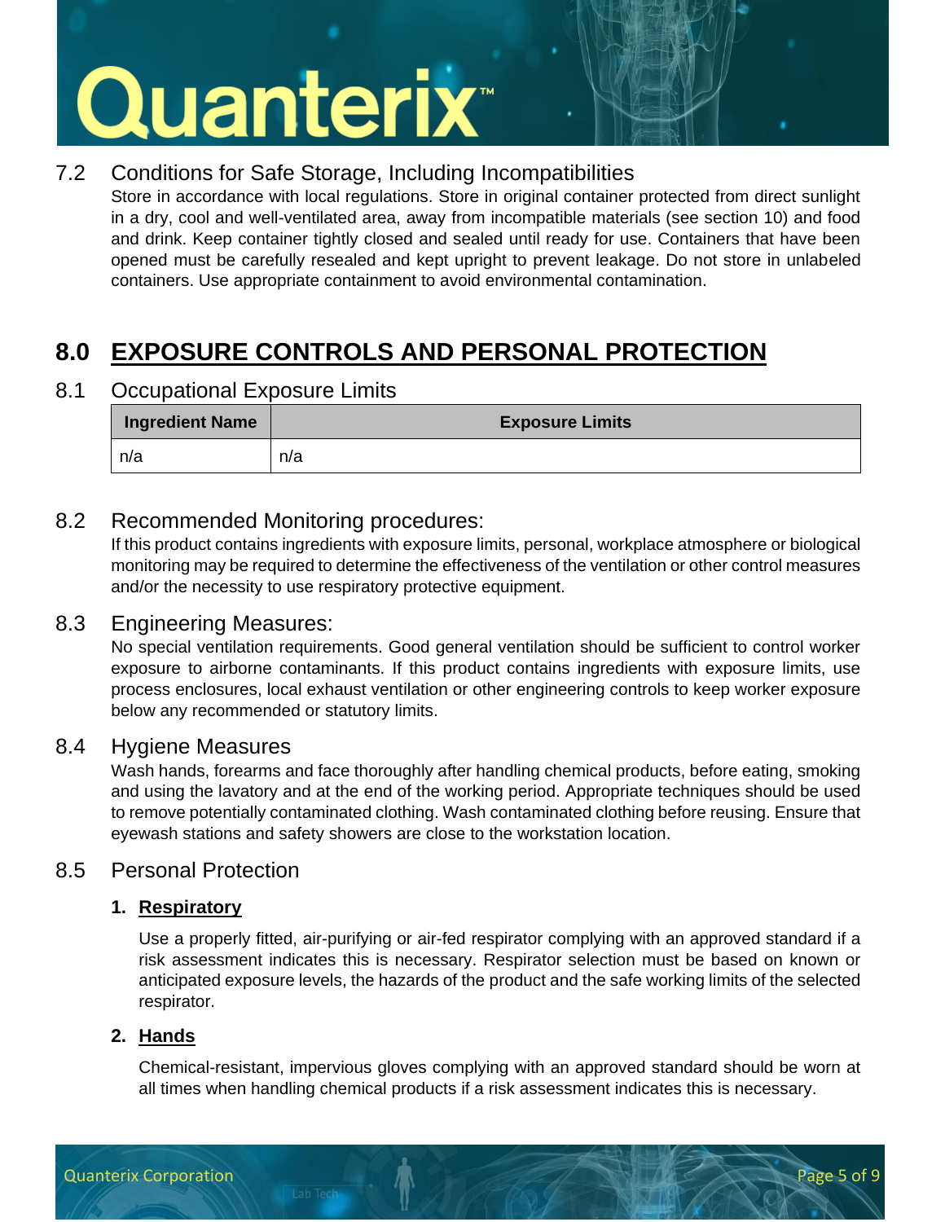### 7.2 Conditions for Safe Storage, Including Incompatibilities

Store in accordance with local regulations. Store in original container protected from direct sunlight in a dry, cool and well-ventilated area, away from incompatible materials (see section 10) and food and drink. Keep container tightly closed and sealed until ready for use. Containers that have been opened must be carefully resealed and kept upright to prevent leakage. Do not store in unlabeled containers. Use appropriate containment to avoid environmental contamination.

## 8.0 EXPOSURE CONTROLS AND PERSONAL PROTECTION

### 8.1 Occupational Exposure Limits

| Ingredient Name | Exposure Limits |
|---|---|
| n/a | n/a |

### 8.2 Recommended Monitoring procedures:

If this product contains ingredients with exposure limits, personal, workplace atmosphere or biological monitoring may be required to determine the effectiveness of the ventilation or other control measures and/or the necessity to use respiratory protective equipment.

### 8.3 Engineering Measures:

No special ventilation requirements. Good general ventilation should be sufficient to control worker exposure to airborne contaminants. If this product contains ingredients with exposure limits, use process enclosures, local exhaust ventilation or other engineering controls to keep worker exposure below any recommended or statutory limits.

### 8.4 Hygiene Measures

Wash hands, forearms and face thoroughly after handling chemical products, before eating, smoking and using the lavatory and at the end of the working period. Appropriate techniques should be used to remove potentially contaminated clothing. Wash contaminated clothing before reusing. Ensure that eyewash stations and safety showers are close to the workstation location.

### 8.5 Personal Protection

1. **Respiratory**

   Use a properly fitted, air-purifying or air-fed respirator complying with an approved standard if a risk assessment indicates this is necessary. Respirator selection must be based on known or anticipated exposure levels, the hazards of the product and the safe working limits of the selected respirator.

2. **Hands**

   Chemical-resistant, impervious gloves complying with an approved standard should be worn at all times when handling chemical products if a risk assessment indicates this is necessary.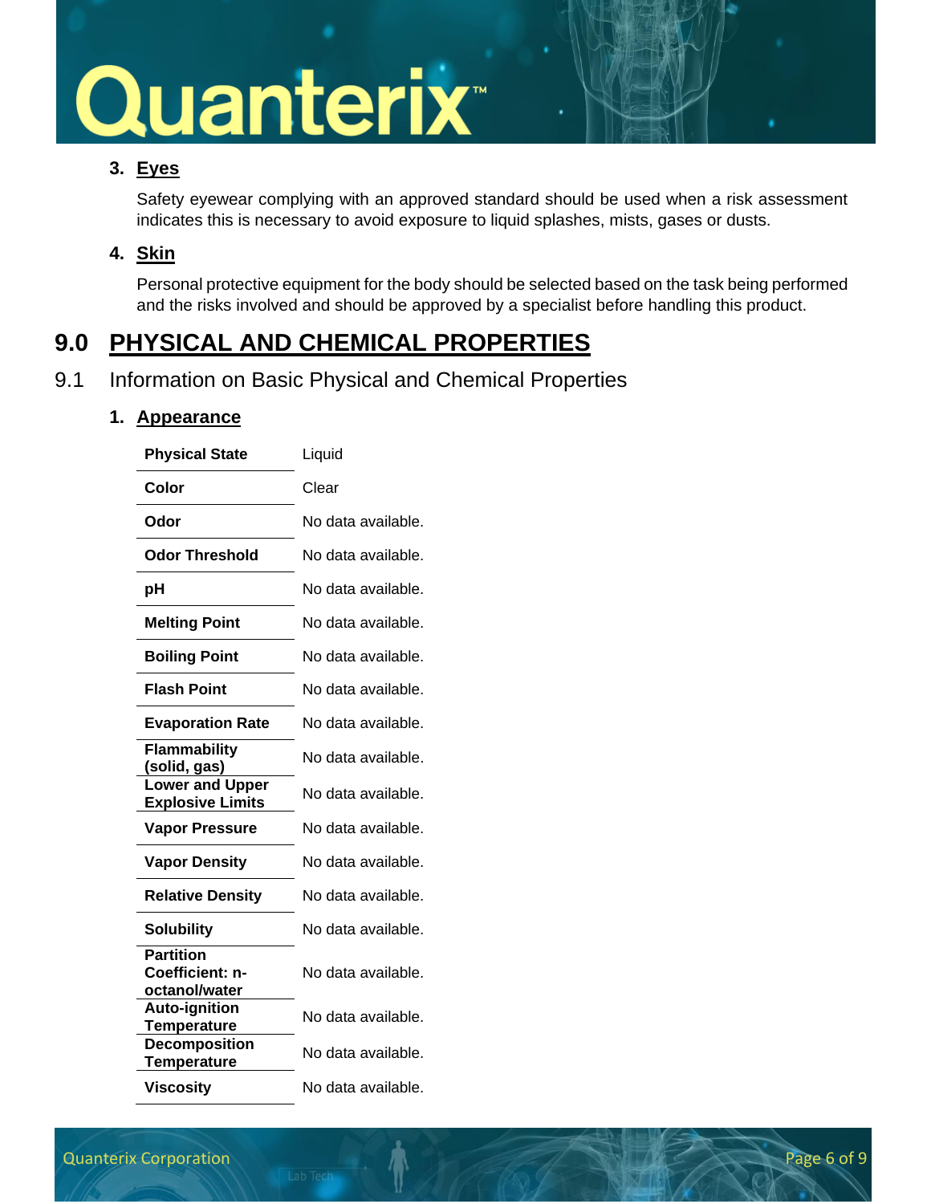3. **Eyes**

   Safety eyewear complying with an approved standard should be used when a risk assessment indicates this is necessary to avoid exposure to liquid splashes, mists, gases or dusts.

4. **Skin**

   Personal protective equipment for the body should be selected based on the task being performed and the risks involved and should be approved by a specialist before handling this product.

# 9.0 PHYSICAL AND CHEMICAL PROPERTIES

## 9.1 Information on Basic Physical and Chemical Properties

1. **Appearance**

| | |
|---|---|
| **Physical State** | Liquid |
| **Color** | Clear |
| **Odor** | No data available. |
| **Odor Threshold** | No data available. |
| **pH** | No data available. |
| **Melting Point** | No data available. |
| **Boiling Point** | No data available. |
| **Flash Point** | No data available. |
| **Evaporation Rate** | No data available. |
| **Flammability (solid, gas)** | No data available. |
| **Lower and Upper Explosive Limits** | No data available. |
| **Vapor Pressure** | No data available. |
| **Vapor Density** | No data available. |
| **Relative Density** | No data available. |
| **Solubility** | No data available. |
| **Partition Coefficient: n-octanol/water** | No data available. |
| **Auto-ignition Temperature** | No data available. |
| **Decomposition Temperature** | No data available. |
| **Viscosity** | No data available. |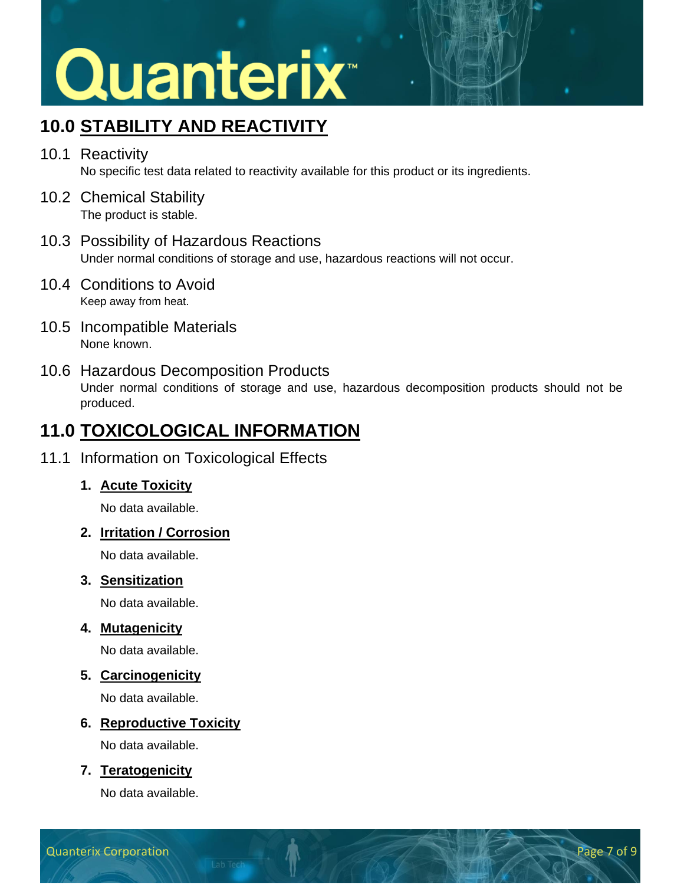## 10.0 STABILITY AND REACTIVITY

### 10.1 Reactivity

No specific test data related to reactivity available for this product or its ingredients.

### 10.2 Chemical Stability

The product is stable.

### 10.3 Possibility of Hazardous Reactions

Under normal conditions of storage and use, hazardous reactions will not occur.

### 10.4 Conditions to Avoid

Keep away from heat.

### 10.5 Incompatible Materials

None known.

### 10.6 Hazardous Decomposition Products

Under normal conditions of storage and use, hazardous decomposition products should not be produced.

## 11.0 TOXICOLOGICAL INFORMATION

### 11.1 Information on Toxicological Effects

1. **Acute Toxicity**

   No data available.

2. **Irritation / Corrosion**

   No data available.

3. **Sensitization**

   No data available.

4. **Mutagenicity**

   No data available.

5. **Carcinogenicity**

   No data available.

6. **Reproductive Toxicity**

   No data available.

7. **Teratogenicity**

   No data available.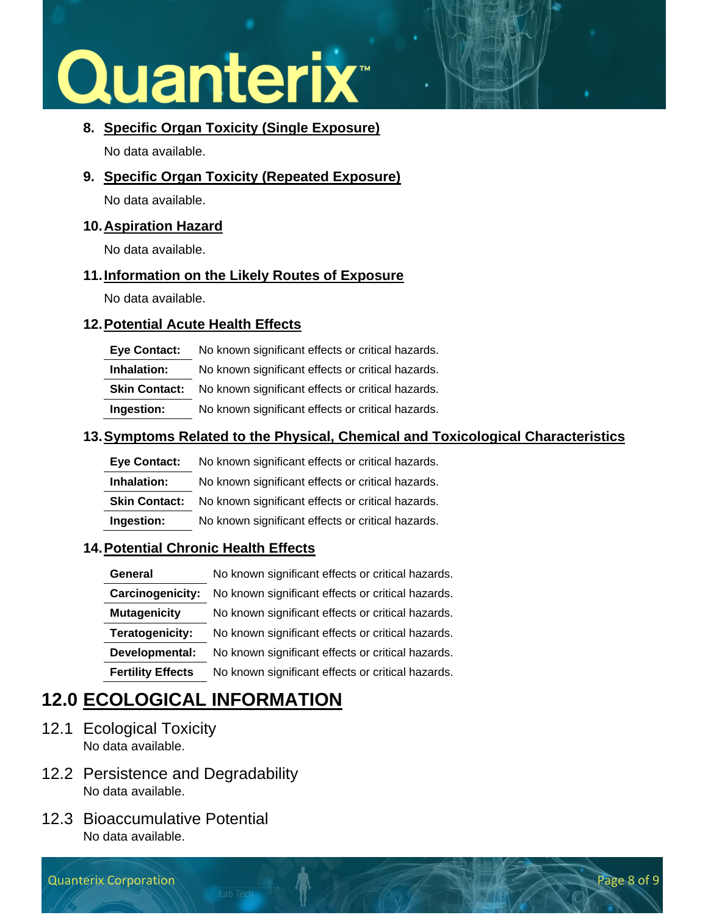8. **Specific Organ Toxicity (Single Exposure)**

   No data available.

9. **Specific Organ Toxicity (Repeated Exposure)**

   No data available.

10. **Aspiration Hazard**

    No data available.

11. **Information on the Likely Routes of Exposure**

    No data available.

12. **Potential Acute Health Effects**

| | |
|---|---|
| **Eye Contact:** | No known significant effects or critical hazards. |
| **Inhalation:** | No known significant effects or critical hazards. |
| **Skin Contact:** | No known significant effects or critical hazards. |
| **Ingestion:** | No known significant effects or critical hazards. |

13. **Symptoms Related to the Physical, Chemical and Toxicological Characteristics**

| | |
|---|---|
| **Eye Contact:** | No known significant effects or critical hazards. |
| **Inhalation:** | No known significant effects or critical hazards. |
| **Skin Contact:** | No known significant effects or critical hazards. |
| **Ingestion:** | No known significant effects or critical hazards. |

14. **Potential Chronic Health Effects**

| | |
|---|---|
| **General** | No known significant effects or critical hazards. |
| **Carcinogenicity:** | No known significant effects or critical hazards. |
| **Mutagenicity** | No known significant effects or critical hazards. |
| **Teratogenicity:** | No known significant effects or critical hazards. |
| **Developmental:** | No known significant effects or critical hazards. |
| **Fertility Effects** | No known significant effects or critical hazards. |

# 12.0 ECOLOGICAL INFORMATION

## 12.1 Ecological Toxicity

No data available.

## 12.2 Persistence and Degradability

No data available.

## 12.3 Bioaccumulative Potential

No data available.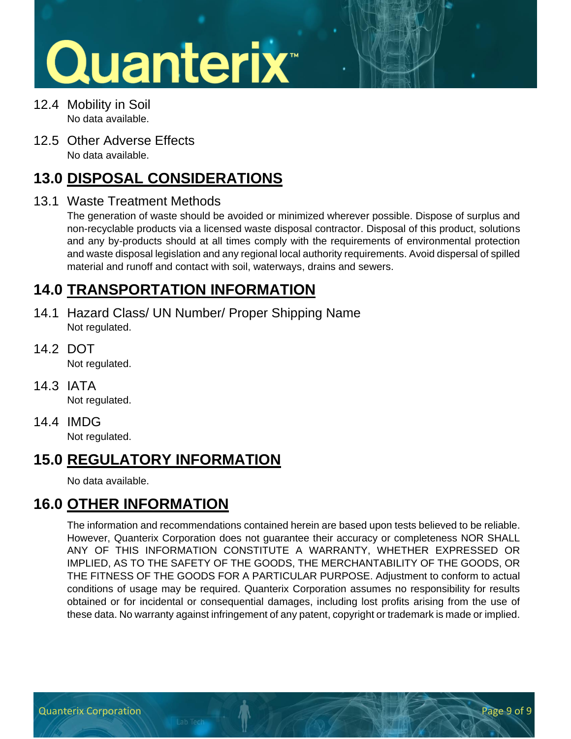### 12.4 Mobility in Soil

No data available.

### 12.5 Other Adverse Effects

No data available.

## 13.0 DISPOSAL CONSIDERATIONS

### 13.1 Waste Treatment Methods

The generation of waste should be avoided or minimized wherever possible. Dispose of surplus and non-recyclable products via a licensed waste disposal contractor. Disposal of this product, solutions and any by-products should at all times comply with the requirements of environmental protection and waste disposal legislation and any regional local authority requirements. Avoid dispersal of spilled material and runoff and contact with soil, waterways, drains and sewers.

## 14.0 TRANSPORTATION INFORMATION

### 14.1 Hazard Class/ UN Number/ Proper Shipping Name

Not regulated.

### 14.2 DOT

Not regulated.

### 14.3 IATA

Not regulated.

### 14.4 IMDG

Not regulated.

## 15.0 REGULATORY INFORMATION

No data available.

## 16.0 OTHER INFORMATION

The information and recommendations contained herein are based upon tests believed to be reliable. However, Quanterix Corporation does not guarantee their accuracy or completeness NOR SHALL ANY OF THIS INFORMATION CONSTITUTE A WARRANTY, WHETHER EXPRESSED OR IMPLIED, AS TO THE SAFETY OF THE GOODS, THE MERCHANTABILITY OF THE GOODS, OR THE FITNESS OF THE GOODS FOR A PARTICULAR PURPOSE. Adjustment to conform to actual conditions of usage may be required. Quanterix Corporation assumes no responsibility for results obtained or for incidental or consequential damages, including lost profits arising from the use of these data. No warranty against infringement of any patent, copyright or trademark is made or implied.